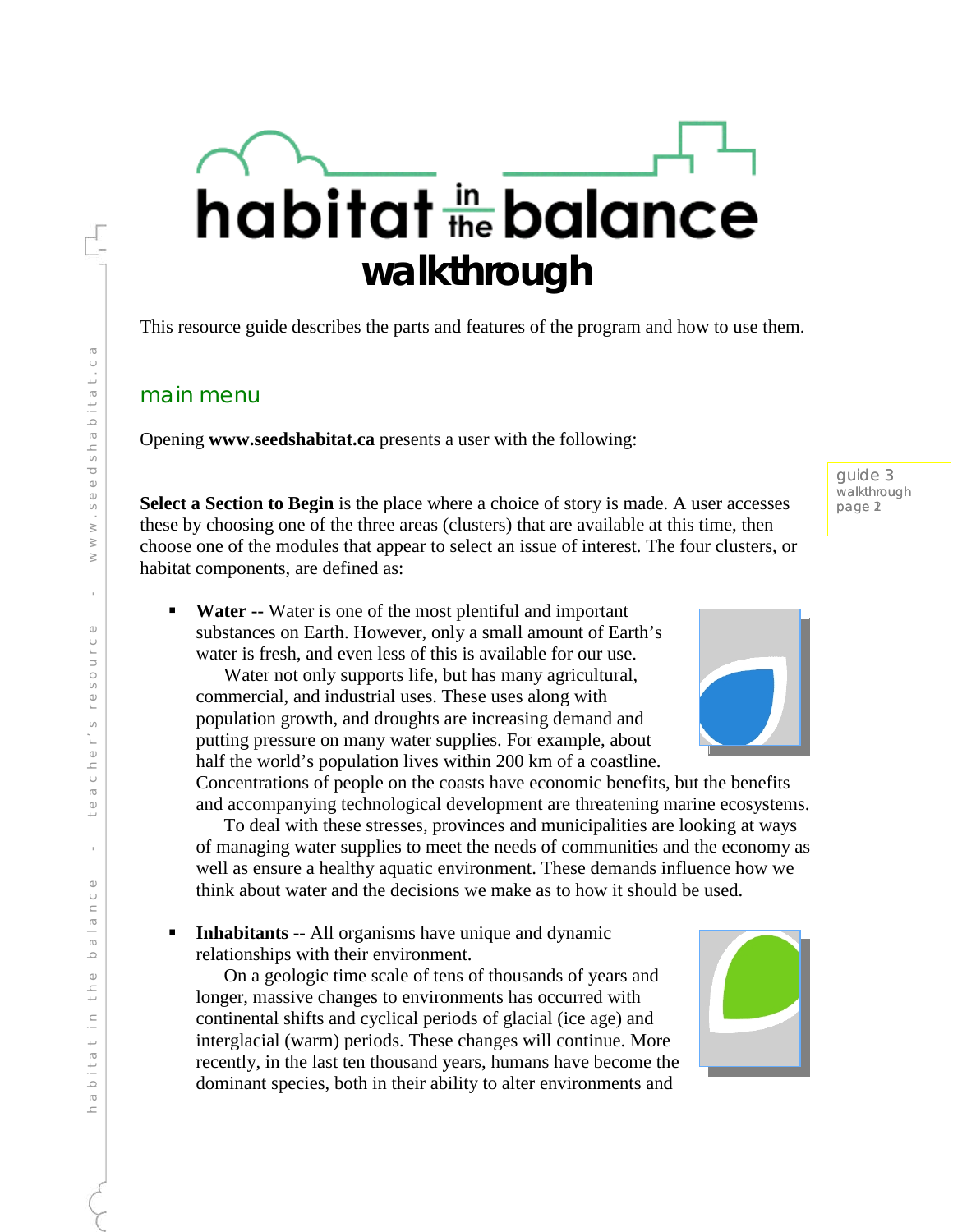# habitat in the balance

## walkthrough

This resource guide describes the parts and features of the program and how to use them.

## main menu

Opening **www.seedshabitat.ca** presents a user with the following:

**Select a Section to Begin** is the place where a choice of story is made. A user accesses these by choosing one of the three areas (clusters) that are available at this time, then choose one of the modules that appear to select an issue of interest. The four clusters, or habitat components, are defined as:

- **Water** -- Water is one of the most plentiful and important substances on Earth. However, only a small amount of Earth's water is fresh, and even less of this is available for our use.
  
  Water not only supports life, but has many agricultural, commercial, and industrial uses. These uses along with population growth, and droughts are increasing demand and putting pressure on many water supplies. For example, about half the world's population lives within 200 km of a coastline. Concentrations of people on the coasts have economic benefits, but the benefits and accompanying technological development are threatening marine ecosystems.
  
  To deal with these stresses, provinces and municipalities are looking at ways of managing water supplies to meet the needs of communities and the economy as well as ensure a healthy aquatic environment. These demands influence how we think about water and the decisions we make as to how it should be used.

- **Inhabitants** -- All organisms have unique and dynamic relationships with their environment.
  
  On a geologic time scale of tens of thousands of years and longer, massive changes to environments has occurred with continental shifts and cyclical periods of glacial (ice age) and interglacial (warm) periods. These changes will continue. More recently, in the last ten thousand years, humans have become the dominant species, both in their ability to alter environments and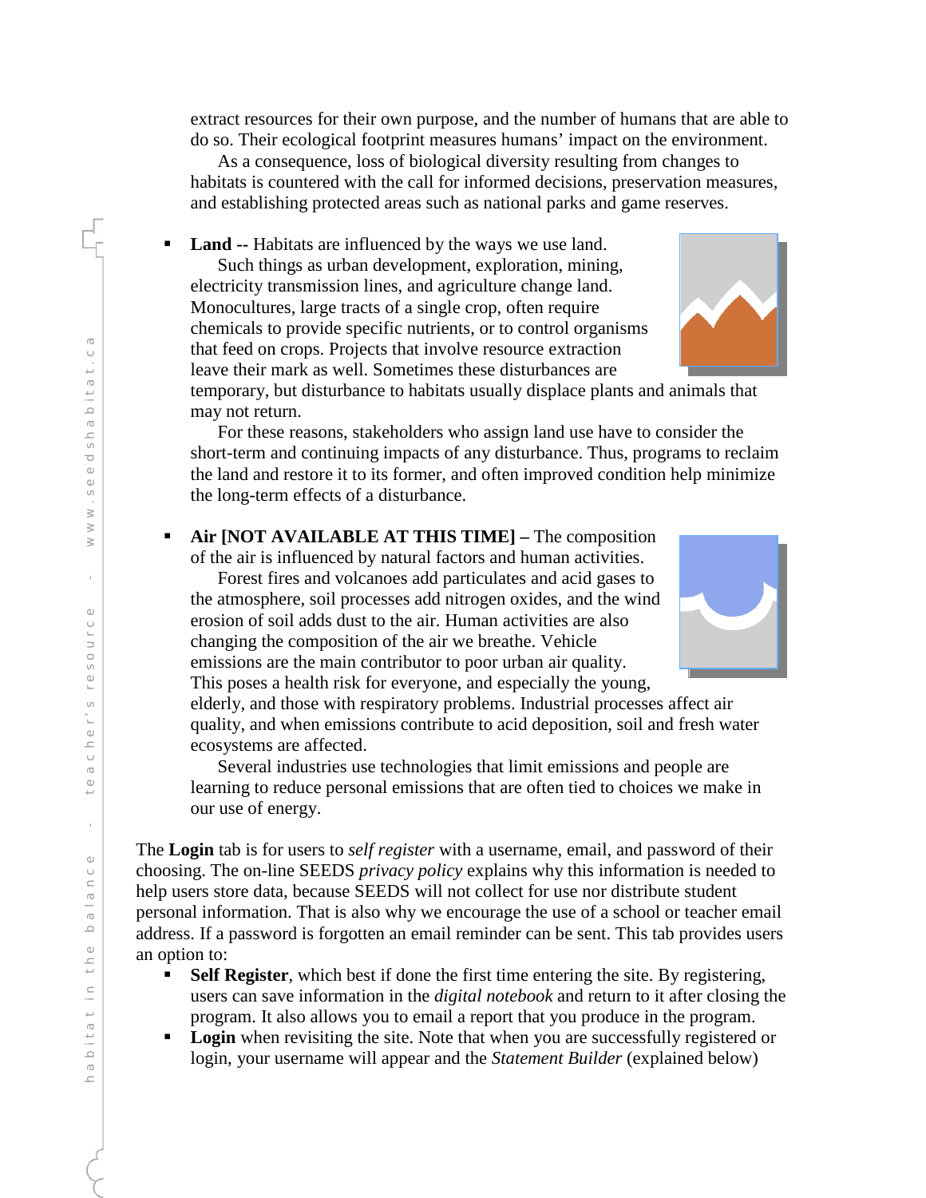extract resources for their own purpose, and the number of humans that are able to do so. Their ecological footprint measures humans' impact on the environment.

As a consequence, loss of biological diversity resulting from changes to habitats is countered with the call for informed decisions, preservation measures, and establishing protected areas such as national parks and game reserves.

- **Land --** Habitats are influenced by the ways we use land.

  Such things as urban development, exploration, mining, electricity transmission lines, and agriculture change land. Monocultures, large tracts of a single crop, often require chemicals to provide specific nutrients, or to control organisms that feed on crops. Projects that involve resource extraction leave their mark as well. Sometimes these disturbances are temporary, but disturbance to habitats usually displace plants and animals that may not return.

  For these reasons, stakeholders who assign land use have to consider the short-term and continuing impacts of any disturbance. Thus, programs to reclaim the land and restore it to its former, and often improved condition help minimize the long-term effects of a disturbance.

- **Air [NOT AVAILABLE AT THIS TIME] –** The composition of the air is influenced by natural factors and human activities.

  Forest fires and volcanoes add particulates and acid gases to the atmosphere, soil processes add nitrogen oxides, and the wind erosion of soil adds dust to the air. Human activities are also changing the composition of the air we breathe. Vehicle emissions are the main contributor to poor urban air quality. This poses a health risk for everyone, and especially the young, elderly, and those with respiratory problems. Industrial processes affect air quality, and when emissions contribute to acid deposition, soil and fresh water ecosystems are affected.

  Several industries use technologies that limit emissions and people are learning to reduce personal emissions that are often tied to choices we make in our use of energy.

The **Login** tab is for users to *self register* with a username, email, and password of their choosing. The on-line SEEDS *privacy policy* explains why this information is needed to help users store data, because SEEDS will not collect for use nor distribute student personal information. That is also why we encourage the use of a school or teacher email address. If a password is forgotten an email reminder can be sent. This tab provides users an option to:

- **Self Register**, which best if done the first time entering the site. By registering, users can save information in the *digital notebook* and return to it after closing the program. It also allows you to email a report that you produce in the program.
- **Login** when revisiting the site. Note that when you are successfully registered or login, your username will appear and the *Statement Builder* (explained below)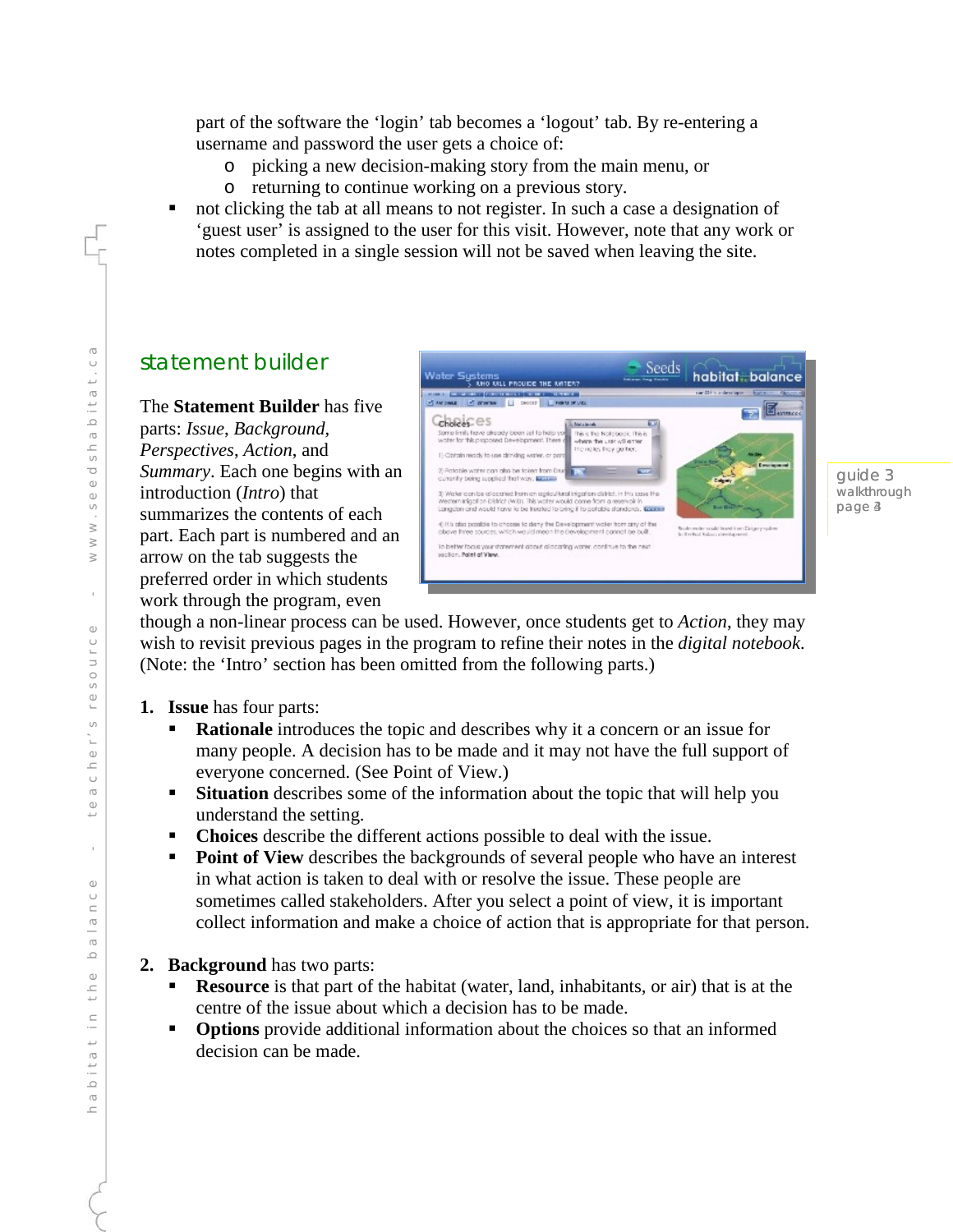part of the software the 'login' tab becomes a 'logout' tab. By re-entering a username and password the user gets a choice of:

- picking a new decision-making story from the main menu, or
- returning to continue working on a previous story.

- not clicking the tab at all means to not register. In such a case a designation of 'guest user' is assigned to the user for this visit. However, note that any work or notes completed in a single session will not be saved when leaving the site.

## statement builder

The **Statement Builder** has five parts: *Issue*, *Background*, *Perspectives*, *Action*, and *Summary*. Each one begins with an introduction (*Intro*) that summarizes the contents of each part. Each part is numbered and an arrow on the tab suggests the preferred order in which students work through the program, even though a non-linear process can be used. However, once students get to *Action*, they may wish to revisit previous pages in the program to refine their notes in the *digital notebook*. (Note: the 'Intro' section has been omitted from the following parts.)

1. **Issue** has four parts:
   - **Rationale** introduces the topic and describes why it a concern or an issue for many people. A decision has to be made and it may not have the full support of everyone concerned. (See Point of View.)
   - **Situation** describes some of the information about the topic that will help you understand the setting.
   - **Choices** describe the different actions possible to deal with the issue.
   - **Point of View** describes the backgrounds of several people who have an interest in what action is taken to deal with or resolve the issue. These people are sometimes called stakeholders. After you select a point of view, it is important collect information and make a choice of action that is appropriate for that person.

2. **Background** has two parts:
   - **Resource** is that part of the habitat (water, land, inhabitants, or air) that is at the centre of the issue about which a decision has to be made.
   - **Options** provide additional information about the choices so that an informed decision can be made.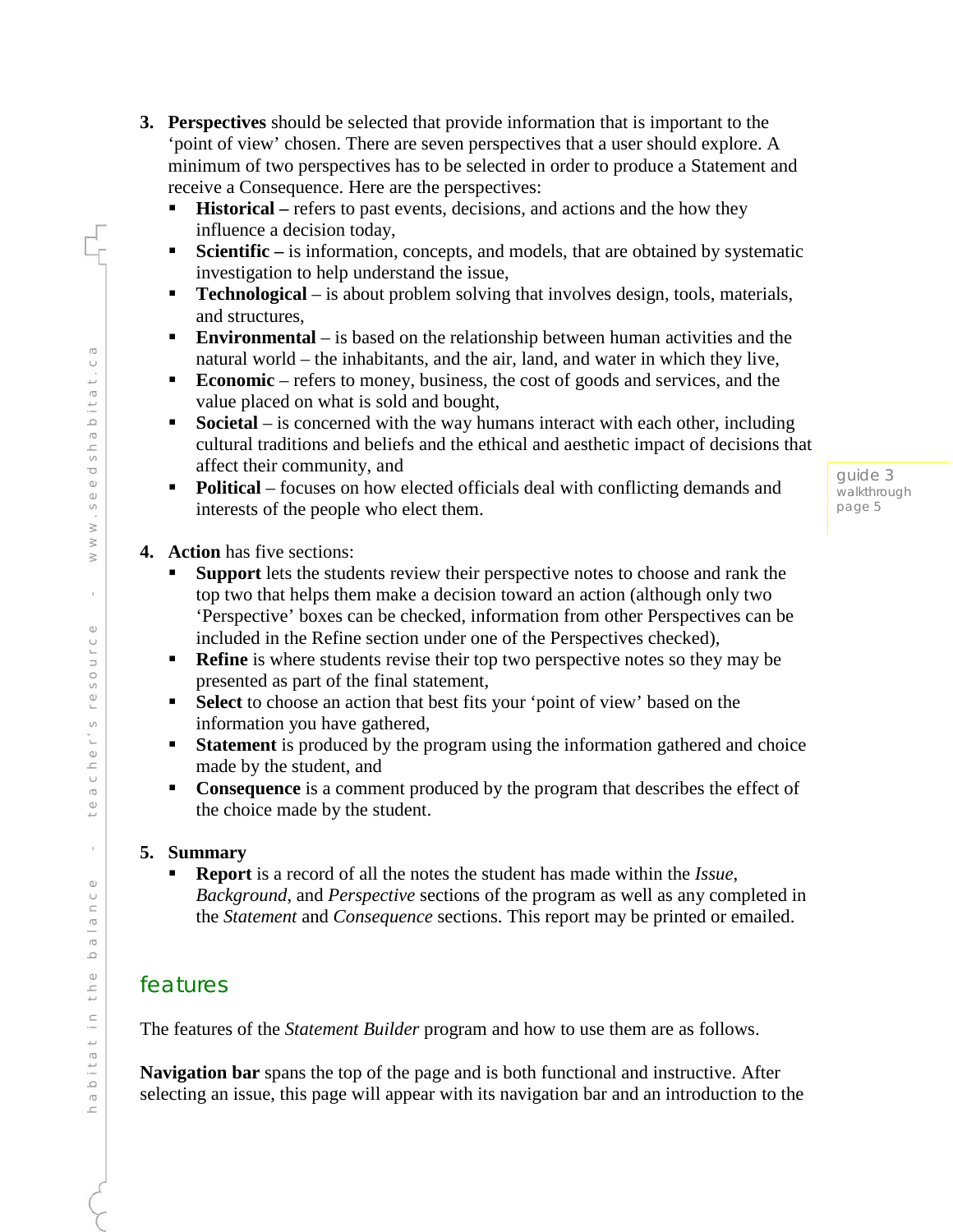3. **Perspectives** should be selected that provide information that is important to the 'point of view' chosen. There are seven perspectives that a user should explore. A minimum of two perspectives has to be selected in order to produce a Statement and receive a Consequence. Here are the perspectives:
   - **Historical –** refers to past events, decisions, and actions and the how they influence a decision today,
   - **Scientific –** is information, concepts, and models, that are obtained by systematic investigation to help understand the issue,
   - **Technological** – is about problem solving that involves design, tools, materials, and structures,
   - **Environmental** – is based on the relationship between human activities and the natural world – the inhabitants, and the air, land, and water in which they live,
   - **Economic** – refers to money, business, the cost of goods and services, and the value placed on what is sold and bought,
   - **Societal** – is concerned with the way humans interact with each other, including cultural traditions and beliefs and the ethical and aesthetic impact of decisions that affect their community, and
   - **Political** – focuses on how elected officials deal with conflicting demands and interests of the people who elect them.

4. **Action** has five sections:
   - **Support** lets the students review their perspective notes to choose and rank the top two that helps them make a decision toward an action (although only two 'Perspective' boxes can be checked, information from other Perspectives can be included in the Refine section under one of the Perspectives checked),
   - **Refine** is where students revise their top two perspective notes so they may be presented as part of the final statement,
   - **Select** to choose an action that best fits your 'point of view' based on the information you have gathered,
   - **Statement** is produced by the program using the information gathered and choice made by the student, and
   - **Consequence** is a comment produced by the program that describes the effect of the choice made by the student.

5. **Summary**
   - **Report** is a record of all the notes the student has made within the *Issue*, *Background*, and *Perspective* sections of the program as well as any completed in the *Statement* and *Consequence* sections. This report may be printed or emailed.

## features

The features of the *Statement Builder* program and how to use them are as follows.

**Navigation bar** spans the top of the page and is both functional and instructive. After selecting an issue, this page will appear with its navigation bar and an introduction to the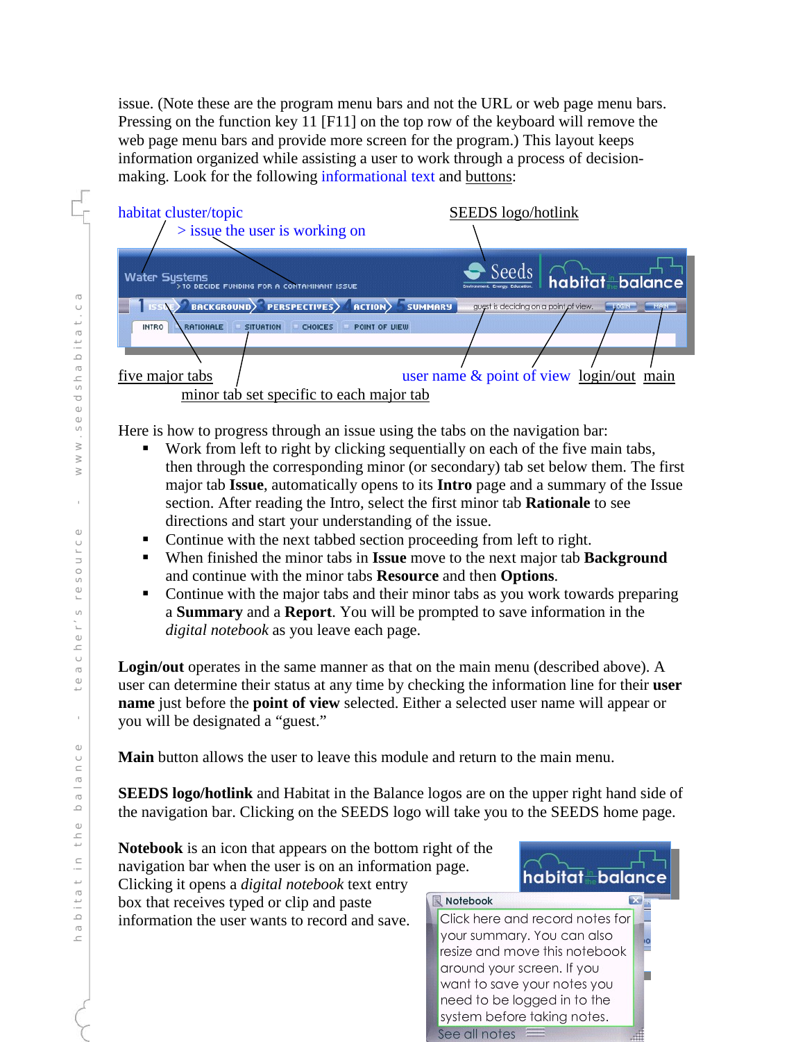issue. (Note these are the program menu bars and not the URL or web page menu bars. Pressing on the function key 11 [F11] on the top row of the keyboard will remove the web page menu bars and provide more screen for the program.) This layout keeps information organized while assisting a user to work through a process of decision-making. Look for the following informational text and buttons:

habitat cluster/topic
> issue the user is working on

SEEDS logo/hotlink

five major tabs

minor tab set specific to each major tab

user name & point of view

login/out

main

Here is how to progress through an issue using the tabs on the navigation bar:

- Work from left to right by clicking sequentially on each of the five main tabs, then through the corresponding minor (or secondary) tab set below them. The first major tab **Issue**, automatically opens to its **Intro** page and a summary of the Issue section. After reading the Intro, select the first minor tab **Rationale** to see directions and start your understanding of the issue.
- Continue with the next tabbed section proceeding from left to right.
- When finished the minor tabs in **Issue** move to the next major tab **Background** and continue with the minor tabs **Resource** and then **Options**.
- Continue with the major tabs and their minor tabs as you work towards preparing a **Summary** and a **Report**. You will be prompted to save information in the *digital notebook* as you leave each page.

**Login/out** operates in the same manner as that on the main menu (described above). A user can determine their status at any time by checking the information line for their **user name** just before the **point of view** selected. Either a selected user name will appear or you will be designated a "guest."

**Main** button allows the user to leave this module and return to the main menu.

**SEEDS logo/hotlink** and Habitat in the Balance logos are on the upper right hand side of the navigation bar. Clicking on the SEEDS logo will take you to the SEEDS home page.

**Notebook** is an icon that appears on the bottom right of the navigation bar when the user is on an information page. Clicking it opens a *digital notebook* text entry box that receives typed or clip and paste information the user wants to record and save.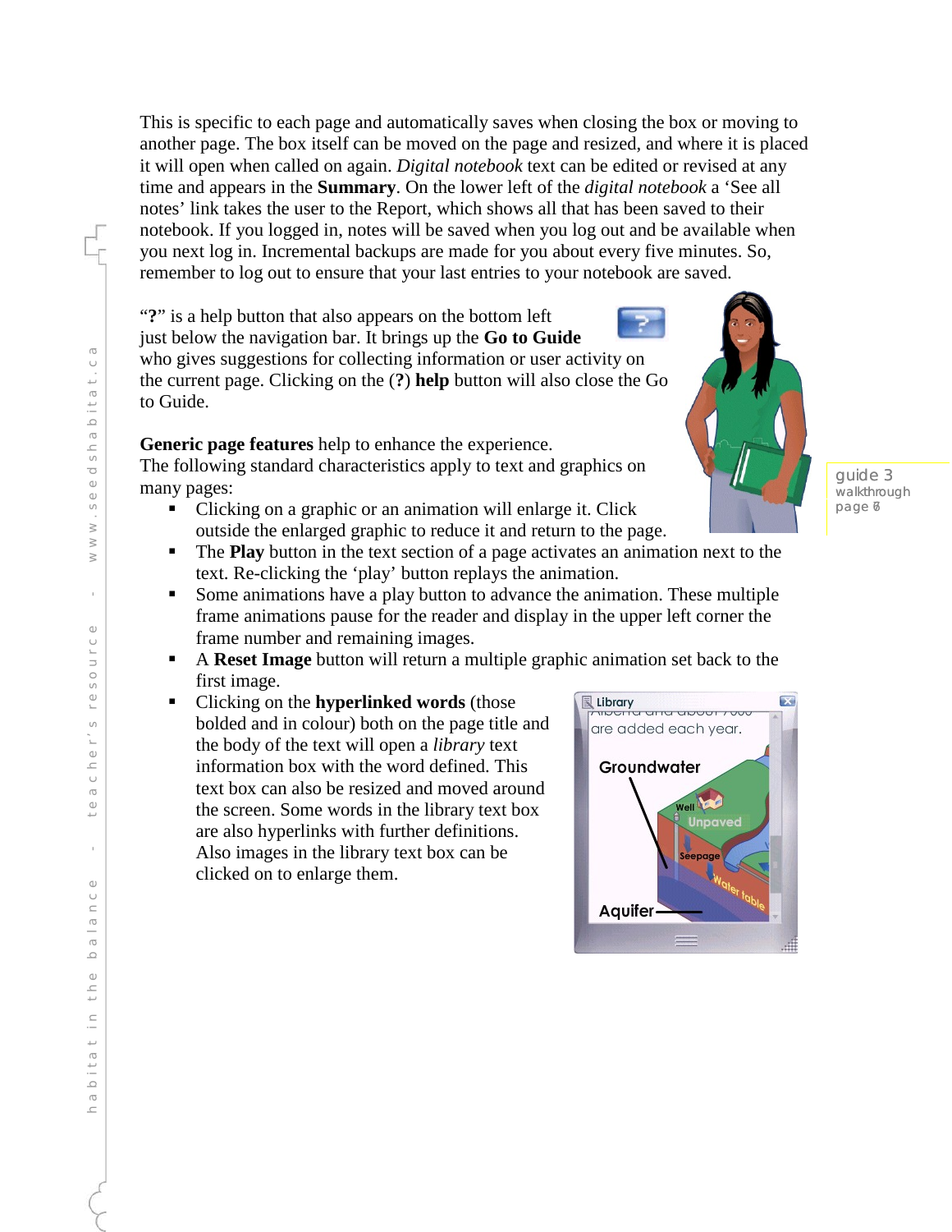This is specific to each page and automatically saves when closing the box or moving to another page. The box itself can be moved on the page and resized, and where it is placed it will open when called on again. *Digital notebook* text can be edited or revised at any time and appears in the **Summary**. On the lower left of the *digital notebook* a 'See all notes' link takes the user to the Report, which shows all that has been saved to their notebook. If you logged in, notes will be saved when you log out and be available when you next log in. Incremental backups are made for you about every five minutes. So, remember to log out to ensure that your last entries to your notebook are saved.

"**?**" is a help button that also appears on the bottom left just below the navigation bar. It brings up the **Go to Guide** who gives suggestions for collecting information or user activity on the current page. Clicking on the (**?**) **help** button will also close the Go to Guide.

**Generic page features** help to enhance the experience. The following standard characteristics apply to text and graphics on many pages:

- Clicking on a graphic or an animation will enlarge it. Click outside the enlarged graphic to reduce it and return to the page.
- The **Play** button in the text section of a page activates an animation next to the text. Re-clicking the 'play' button replays the animation.
- Some animations have a play button to advance the animation. These multiple frame animations pause for the reader and display in the upper left corner the frame number and remaining images.
- A **Reset Image** button will return a multiple graphic animation set back to the first image.
- Clicking on the **hyperlinked words** (those bolded and in colour) both on the page title and the body of the text will open a *library* text information box with the word defined. This text box can also be resized and moved around the screen. Some words in the library text box are also hyperlinks with further definitions. Also images in the library text box can be clicked on to enlarge them.